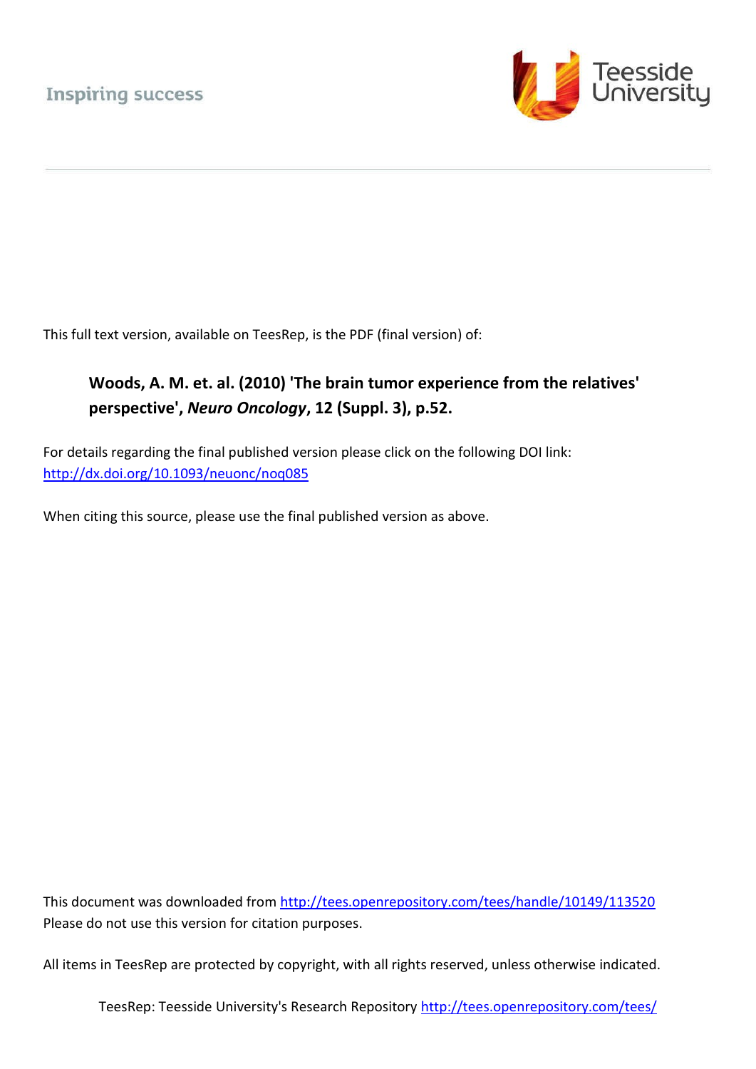Inspiring success

Teesside University

This full text version, available on TeesRep, is the PDF (final version) of:

**Woods, A. M. et. al. (2010) 'The brain tumor experience from the relatives' perspective', *Neuro Oncology*, 12 (Suppl. 3), p.52.**

For details regarding the final published version please click on the following DOI link:
http://dx.doi.org/10.1093/neuonc/noq085

When citing this source, please use the final published version as above.

This document was downloaded from http://tees.openrepository.com/tees/handle/10149/113520
Please do not use this version for citation purposes.

All items in TeesRep are protected by copyright, with all rights reserved, unless otherwise indicated.

TeesRep: Teesside University's Research Repository http://tees.openrepository.com/tees/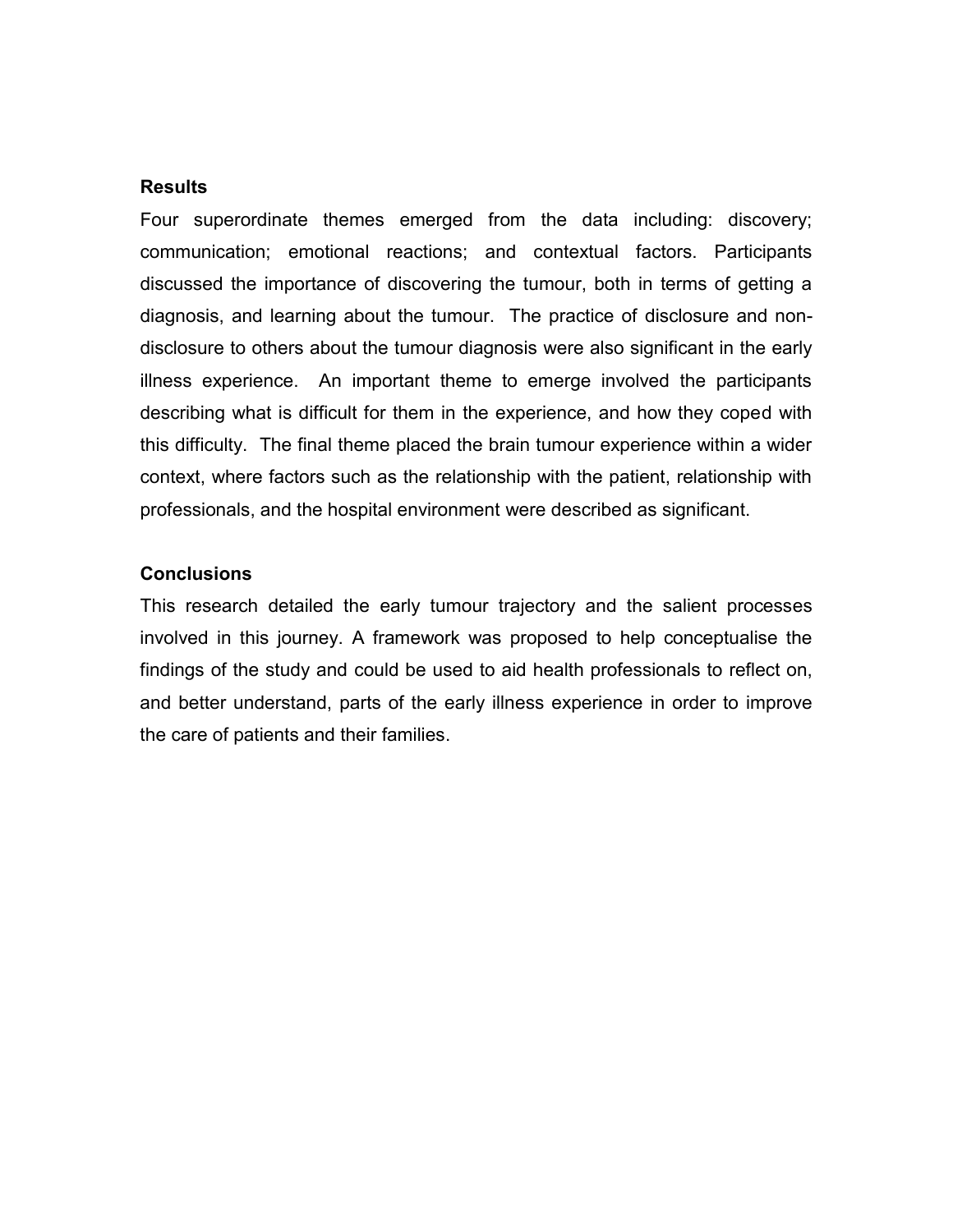**Results**

Four superordinate themes emerged from the data including: discovery; communication; emotional reactions; and contextual factors. Participants discussed the importance of discovering the tumour, both in terms of getting a diagnosis, and learning about the tumour. The practice of disclosure and non-disclosure to others about the tumour diagnosis were also significant in the early illness experience. An important theme to emerge involved the participants describing what is difficult for them in the experience, and how they coped with this difficulty. The final theme placed the brain tumour experience within a wider context, where factors such as the relationship with the patient, relationship with professionals, and the hospital environment were described as significant.

**Conclusions**

This research detailed the early tumour trajectory and the salient processes involved in this journey. A framework was proposed to help conceptualise the findings of the study and could be used to aid health professionals to reflect on, and better understand, parts of the early illness experience in order to improve the care of patients and their families.